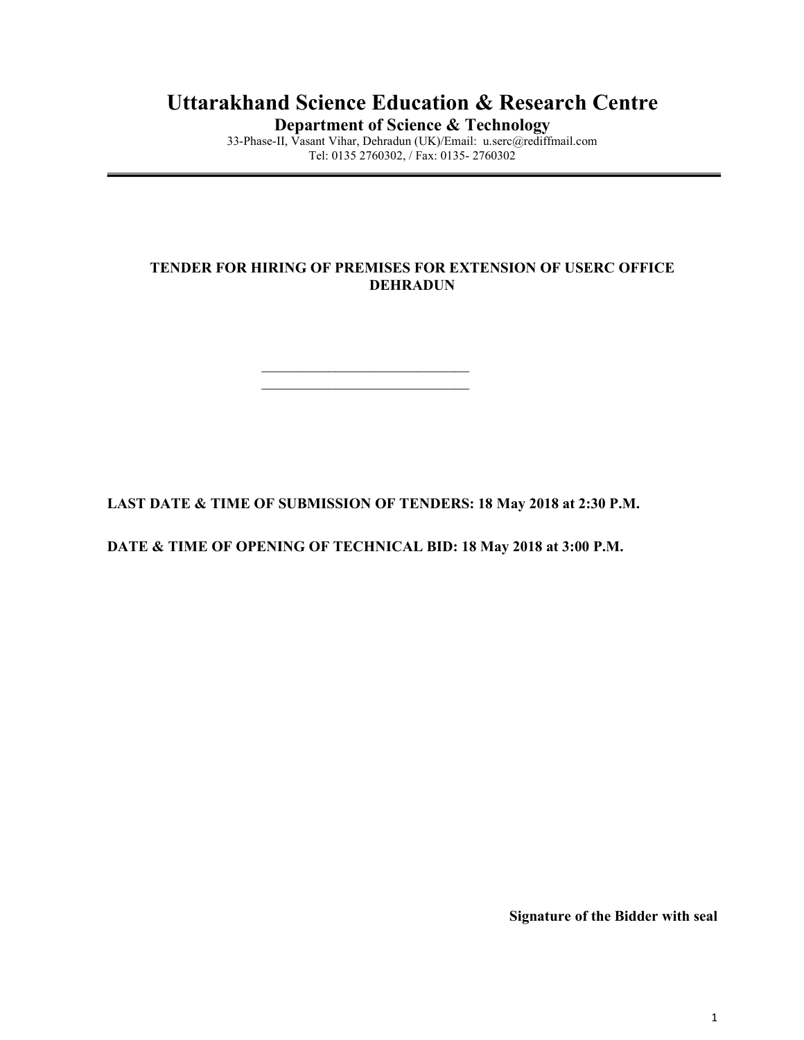# Uttarakhand Science Education & Research Centre

## Department of Science & Technology

33-Phase-II, Vasant Vihar, Dehradun (UK)/Email: u.serc@rediffmail.com
Tel: 0135 2760302, / Fax: 0135- 2760302

---

**TENDER FOR HIRING OF PREMISES FOR EXTENSION OF USERC OFFICE DEHRADUN**

______________________________
______________________________

**LAST DATE & TIME OF SUBMISSION OF TENDERS: 18 May 2018 at 2:30 P.M.**

**DATE & TIME OF OPENING OF TECHNICAL BID: 18 May 2018 at 3:00 P.M.**

**Signature of the Bidder with seal**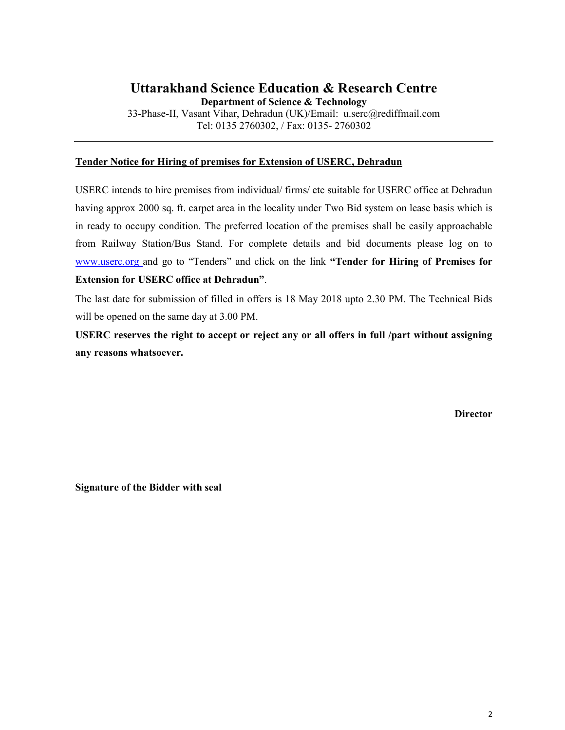# Uttarakhand Science Education & Research Centre

**Department of Science & Technology**

33-Phase-II, Vasant Vihar, Dehradun (UK)/Email: u.serc@rediffmail.com
Tel: 0135 2760302, / Fax: 0135- 2760302

---

## Tender Notice for Hiring of premises for Extension of USERC, Dehradun

USERC intends to hire premises from individual/ firms/ etc suitable for USERC office at Dehradun having approx 2000 sq. ft. carpet area in the locality under Two Bid system on lease basis which is in ready to occupy condition. The preferred location of the premises shall be easily approachable from Railway Station/Bus Stand. For complete details and bid documents please log on to www.userc.org and go to "Tenders" and click on the link **"Tender for Hiring of Premises for Extension for USERC office at Dehradun"**.

The last date for submission of filled in offers is 18 May 2018 upto 2.30 PM. The Technical Bids will be opened on the same day at 3.00 PM.

**USERC reserves the right to accept or reject any or all offers in full /part without assigning any reasons whatsoever.**

**Director**

**Signature of the Bidder with seal**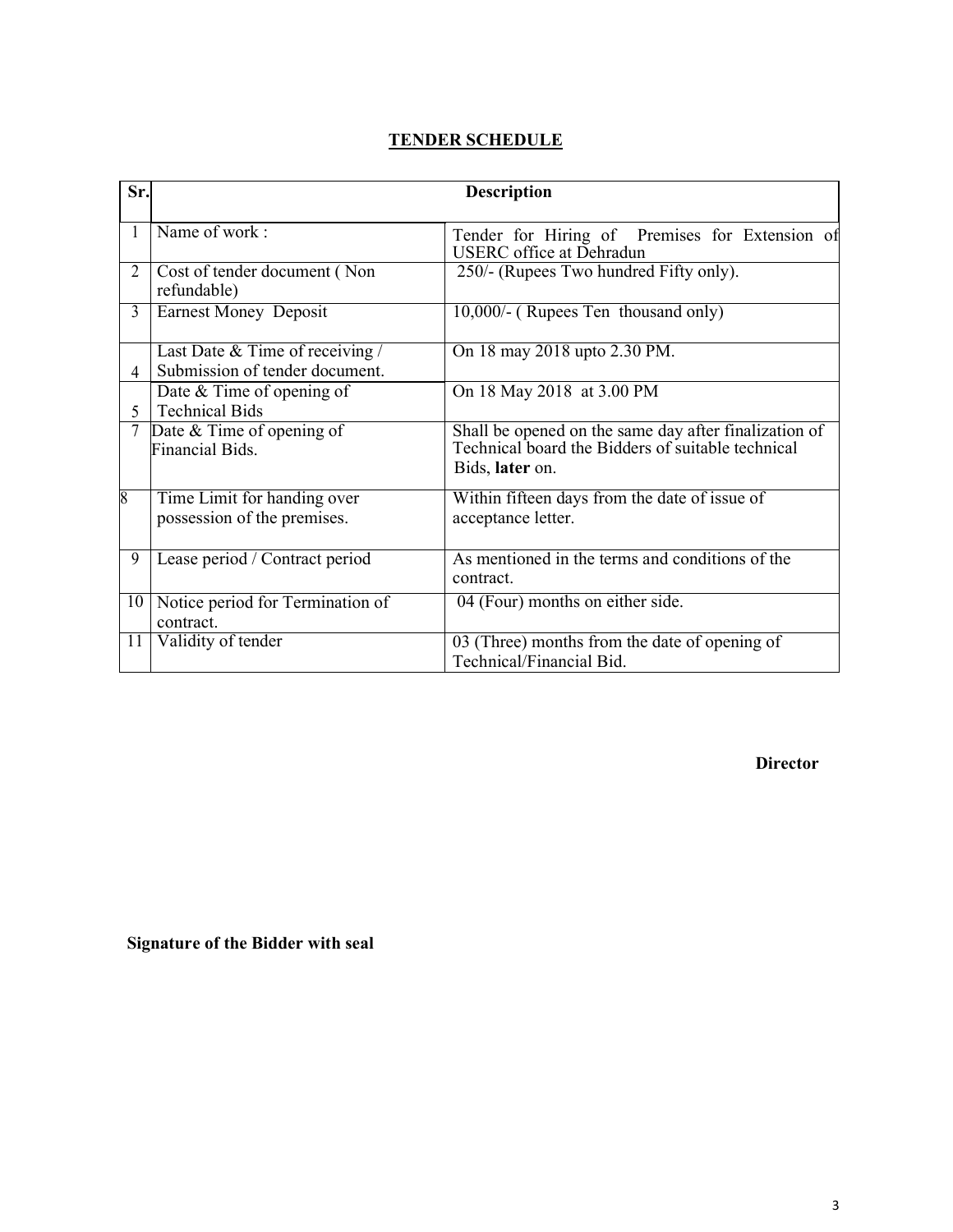## TENDER SCHEDULE

| Sr. | Description | |
|---|---|---|
| 1 | Name of work : | Tender for Hiring of Premises for Extension of USERC office at Dehradun |
| 2 | Cost of tender document ( Non refundable) | 250/- (Rupees Two hundred Fifty only). |
| 3 | Earnest Money Deposit | 10,000/- ( Rupees Ten thousand only) |
| 4 | Last Date & Time of receiving / Submission of tender document. | On 18 may 2018 upto 2.30 PM. |
| 5 | Date & Time of opening of Technical Bids | On 18 May 2018 at 3.00 PM |
| 7 | Date & Time of opening of Financial Bids. | Shall be opened on the same day after finalization of Technical board the Bidders of suitable technical Bids, **later** on. |
| 8 | Time Limit for handing over possession of the premises. | Within fifteen days from the date of issue of acceptance letter. |
| 9 | Lease period / Contract period | As mentioned in the terms and conditions of the contract. |
| 10 | Notice period for Termination of contract. | 04 (Four) months on either side. |
| 11 | Validity of tender | 03 (Three) months from the date of opening of Technical/Financial Bid. |

**Director**

**Signature of the Bidder with seal**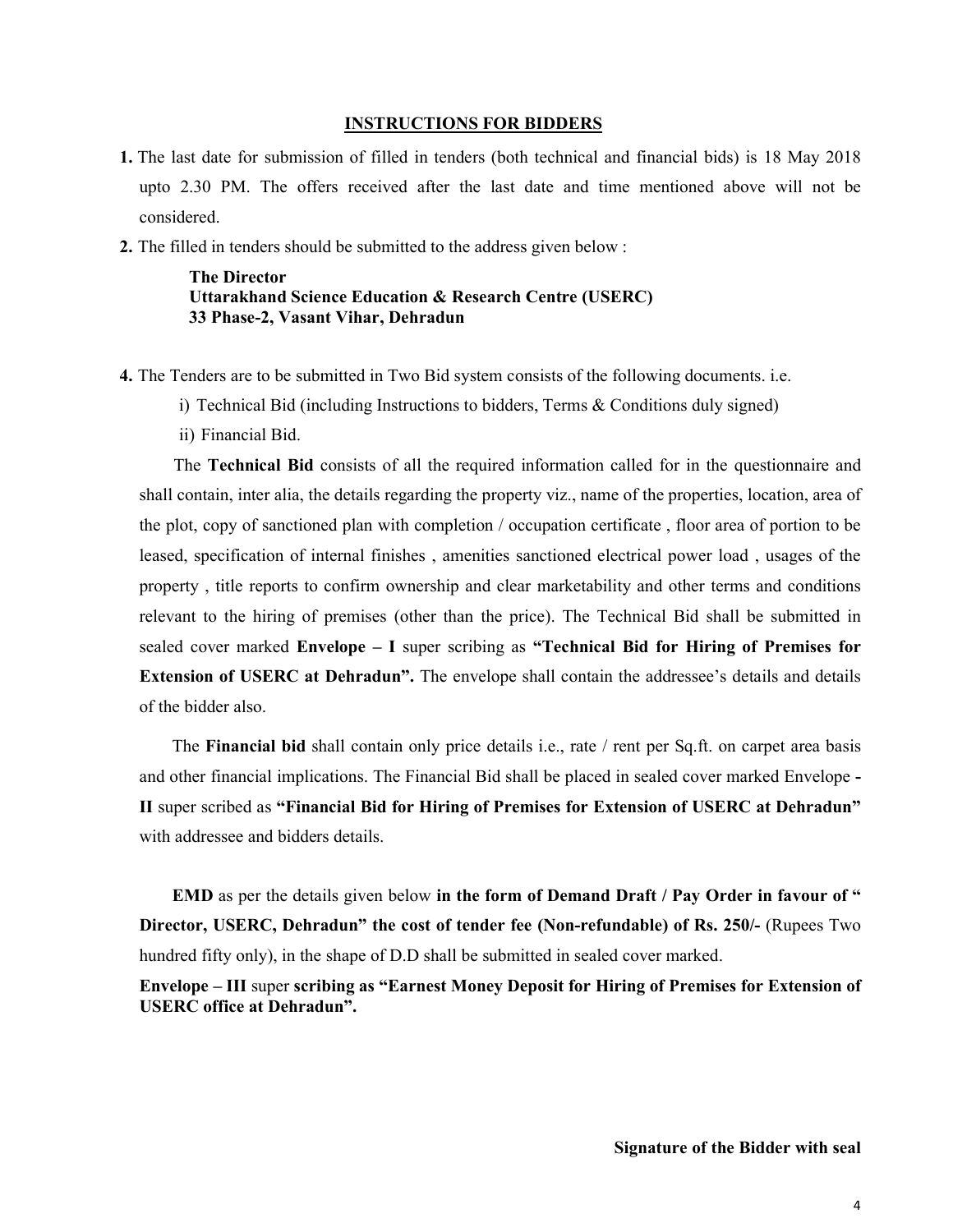## INSTRUCTIONS FOR BIDDERS

**1.** The last date for submission of filled in tenders (both technical and financial bids) is 18 May 2018 upto 2.30 PM. The offers received after the last date and time mentioned above will not be considered.

**2.** The filled in tenders should be submitted to the address given below :

**The Director**
**Uttarakhand Science Education & Research Centre (USERC)**
**33 Phase-2, Vasant Vihar, Dehradun**

**4.** The Tenders are to be submitted in Two Bid system consists of the following documents. i.e.

i) Technical Bid (including Instructions to bidders, Terms & Conditions duly signed)

ii) Financial Bid.

The **Technical Bid** consists of all the required information called for in the questionnaire and shall contain, inter alia, the details regarding the property viz., name of the properties, location, area of the plot, copy of sanctioned plan with completion / occupation certificate , floor area of portion to be leased, specification of internal finishes , amenities sanctioned electrical power load , usages of the property , title reports to confirm ownership and clear marketability and other terms and conditions relevant to the hiring of premises (other than the price). The Technical Bid shall be submitted in sealed cover marked **Envelope – I** super scribing as **"Technical Bid for Hiring of Premises for Extension of USERC at Dehradun".** The envelope shall contain the addressee's details and details of the bidder also.

The **Financial bid** shall contain only price details i.e., rate / rent per Sq.ft. on carpet area basis and other financial implications. The Financial Bid shall be placed in sealed cover marked Envelope **- II** super scribed as **"Financial Bid for Hiring of Premises for Extension of USERC at Dehradun"** with addressee and bidders details.

**EMD** as per the details given below **in the form of Demand Draft / Pay Order in favour of " Director, USERC, Dehradun" the cost of tender fee (Non-refundable) of Rs. 250/-** (Rupees Two hundred fifty only), in the shape of D.D shall be submitted in sealed cover marked.

**Envelope – III** super **scribing as "Earnest Money Deposit for Hiring of Premises for Extension of USERC office at Dehradun".**

**Signature of the Bidder with seal**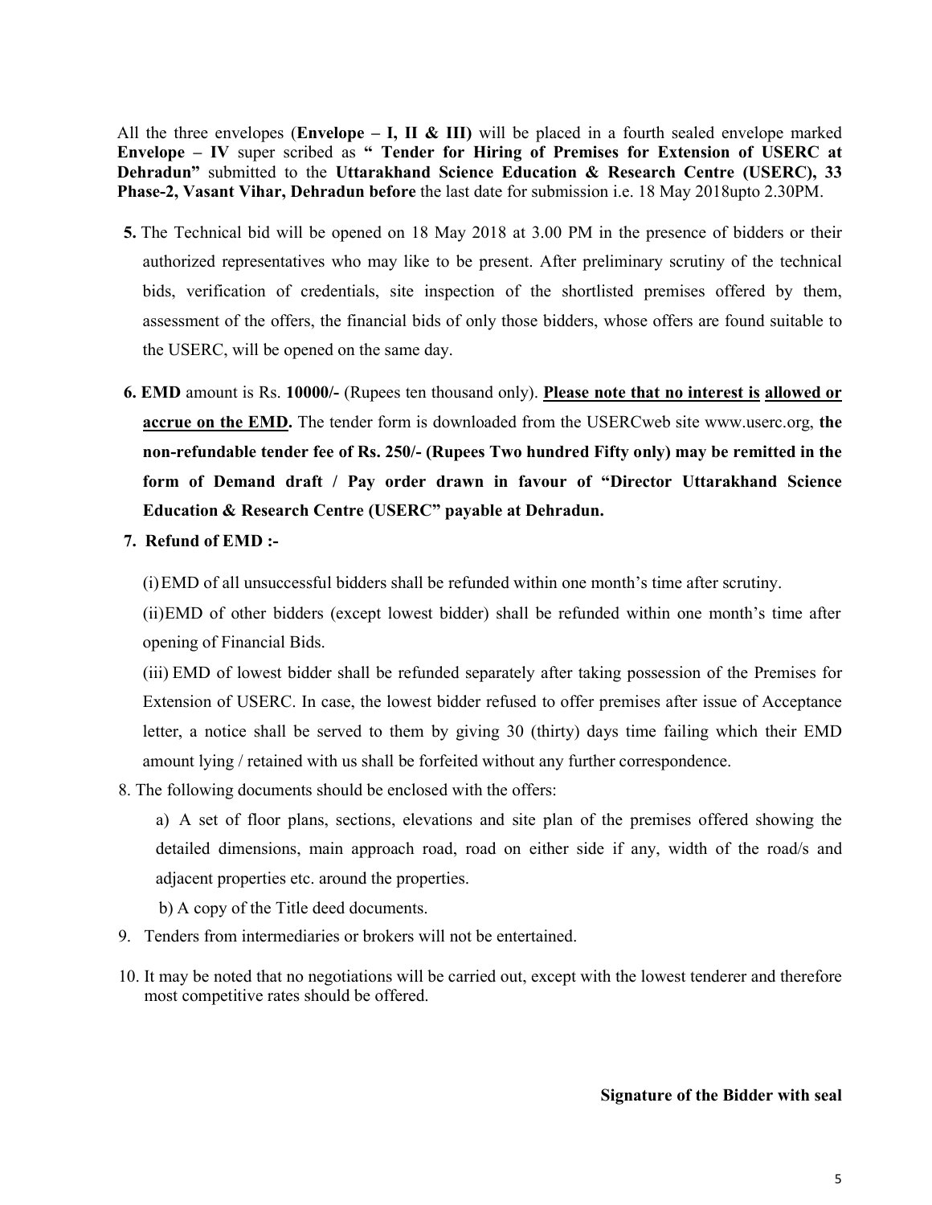All the three envelopes (**Envelope – I, II & III)** will be placed in a fourth sealed envelope marked **Envelope – IV** super scribed as **" Tender for Hiring of Premises for Extension of USERC at Dehradun"** submitted to the **Uttarakhand Science Education & Research Centre (USERC), 33 Phase-2, Vasant Vihar, Dehradun before** the last date for submission i.e. 18 May 2018upto 2.30PM.

**5.** The Technical bid will be opened on 18 May 2018 at 3.00 PM in the presence of bidders or their authorized representatives who may like to be present. After preliminary scrutiny of the technical bids, verification of credentials, site inspection of the shortlisted premises offered by them, assessment of the offers, the financial bids of only those bidders, whose offers are found suitable to the USERC, will be opened on the same day.

**6. EMD** amount is Rs. **10000/-** (Rupees ten thousand only). **Please note that no interest is allowed or accrue on the EMD.** The tender form is downloaded from the USERCweb site www.userc.org, **the non-refundable tender fee of Rs. 250/- (Rupees Two hundred Fifty only) may be remitted in the form of Demand draft / Pay order drawn in favour of "Director Uttarakhand Science Education & Research Centre (USERC" payable at Dehradun.**

**7. Refund of EMD :-**

(i) EMD of all unsuccessful bidders shall be refunded within one month's time after scrutiny.

(ii) EMD of other bidders (except lowest bidder) shall be refunded within one month's time after opening of Financial Bids.

(iii) EMD of lowest bidder shall be refunded separately after taking possession of the Premises for Extension of USERC. In case, the lowest bidder refused to offer premises after issue of Acceptance letter, a notice shall be served to them by giving 30 (thirty) days time failing which their EMD amount lying / retained with us shall be forfeited without any further correspondence.

8. The following documents should be enclosed with the offers:

a) A set of floor plans, sections, elevations and site plan of the premises offered showing the detailed dimensions, main approach road, road on either side if any, width of the road/s and adjacent properties etc. around the properties.

b) A copy of the Title deed documents.

9. Tenders from intermediaries or brokers will not be entertained.

10. It may be noted that no negotiations will be carried out, except with the lowest tenderer and therefore most competitive rates should be offered.

**Signature of the Bidder with seal**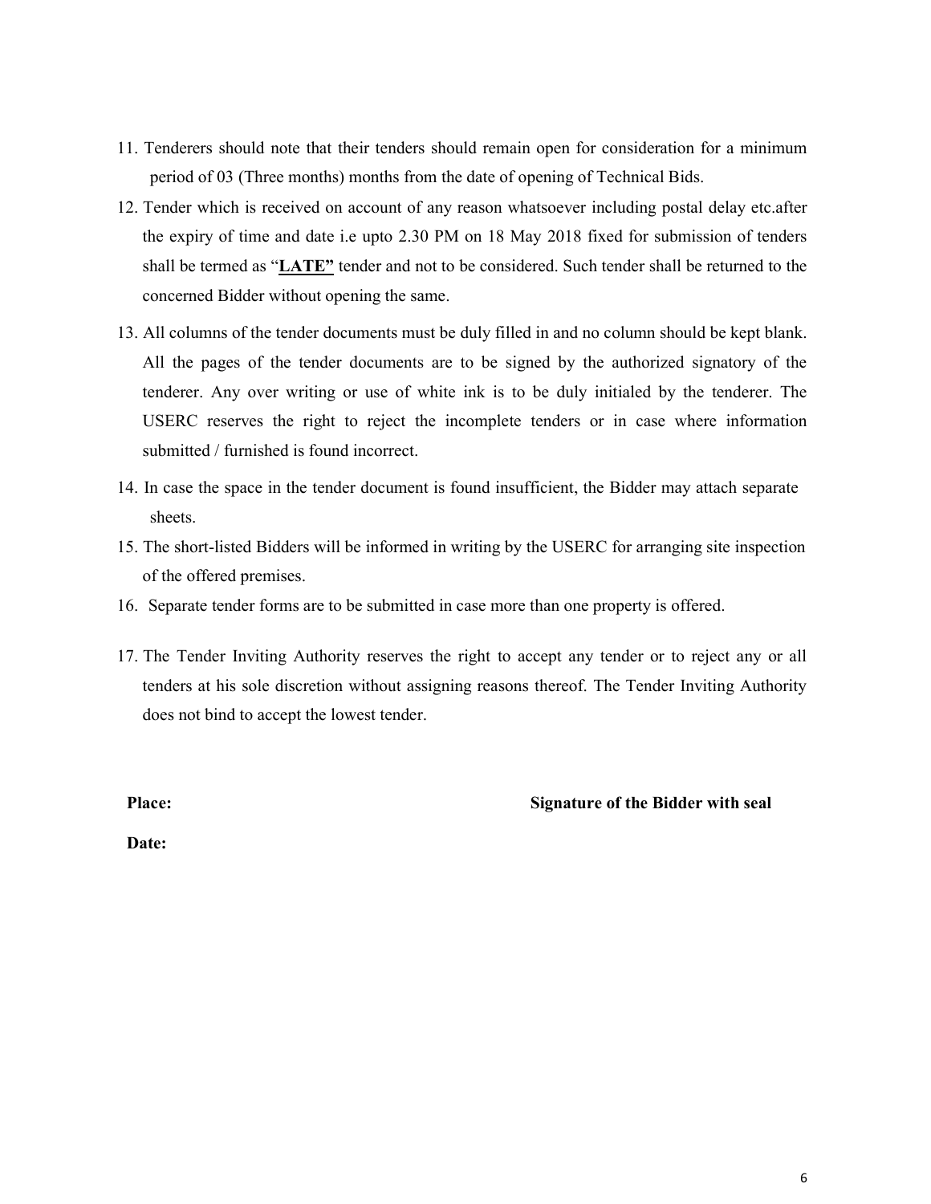11. Tenderers should note that their tenders should remain open for consideration for a minimum period of 03 (Three months) months from the date of opening of Technical Bids.
12. Tender which is received on account of any reason whatsoever including postal delay etc.after the expiry of time and date i.e upto 2.30 PM on 18 May 2018 fixed for submission of tenders shall be termed as "**<u>LATE</u>"** tender and not to be considered. Such tender shall be returned to the concerned Bidder without opening the same.
13. All columns of the tender documents must be duly filled in and no column should be kept blank. All the pages of the tender documents are to be signed by the authorized signatory of the tenderer. Any over writing or use of white ink is to be duly initialed by the tenderer. The USERC reserves the right to reject the incomplete tenders or in case where information submitted / furnished is found incorrect.
14. In case the space in the tender document is found insufficient, the Bidder may attach separate sheets.
15. The short-listed Bidders will be informed in writing by the USERC for arranging site inspection of the offered premises.
16. Separate tender forms are to be submitted in case more than one property is offered.
17. The Tender Inviting Authority reserves the right to accept any tender or to reject any or all tenders at his sole discretion without assigning reasons thereof. The Tender Inviting Authority does not bind to accept the lowest tender.

**Place:** **Signature of the Bidder with seal**

**Date:**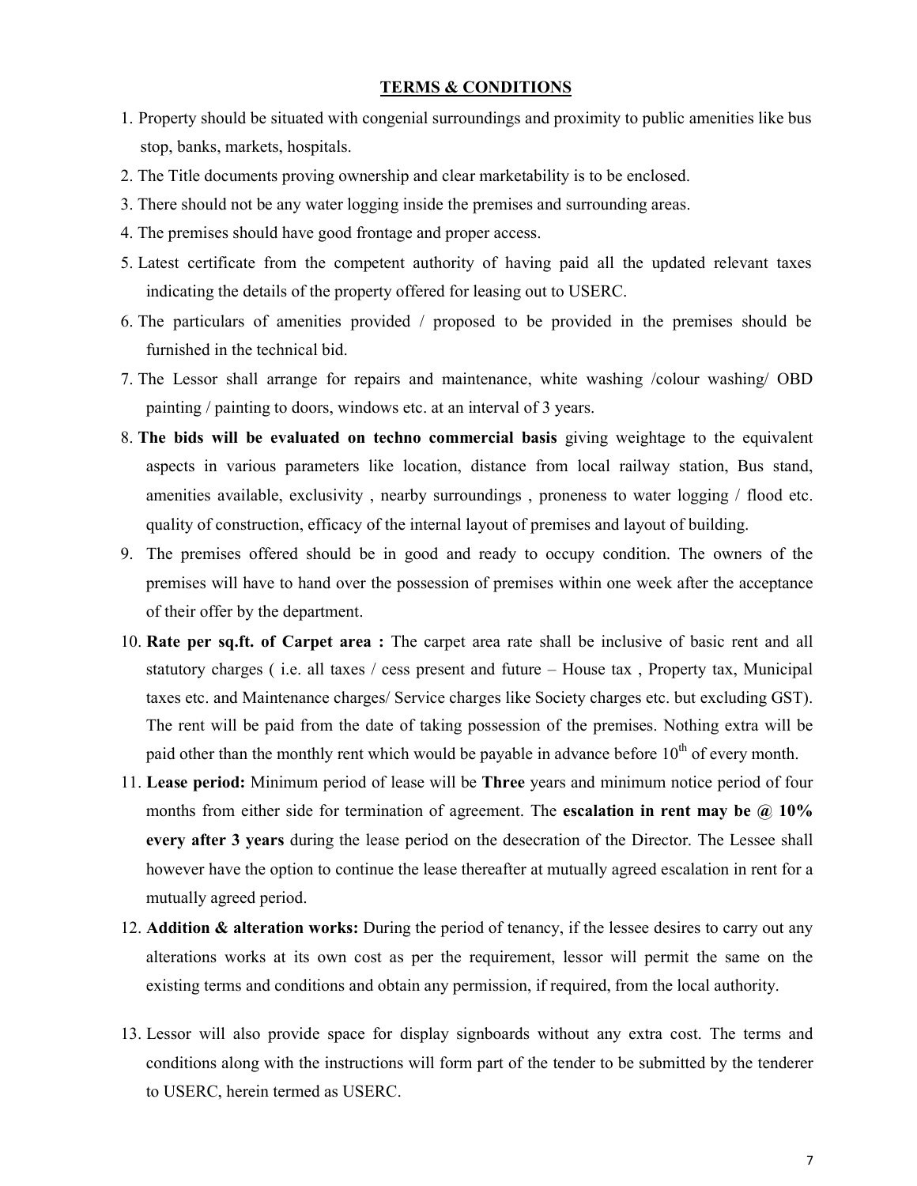## TERMS & CONDITIONS

1. Property should be situated with congenial surroundings and proximity to public amenities like bus stop, banks, markets, hospitals.
2. The Title documents proving ownership and clear marketability is to be enclosed.
3. There should not be any water logging inside the premises and surrounding areas.
4. The premises should have good frontage and proper access.
5. Latest certificate from the competent authority of having paid all the updated relevant taxes indicating the details of the property offered for leasing out to USERC.
6. The particulars of amenities provided / proposed to be provided in the premises should be furnished in the technical bid.
7. The Lessor shall arrange for repairs and maintenance, white washing /colour washing/ OBD painting / painting to doors, windows etc. at an interval of 3 years.
8. **The bids will be evaluated on techno commercial basis** giving weightage to the equivalent aspects in various parameters like location, distance from local railway station, Bus stand, amenities available, exclusivity , nearby surroundings , proneness to water logging / flood etc. quality of construction, efficacy of the internal layout of premises and layout of building.
9. The premises offered should be in good and ready to occupy condition. The owners of the premises will have to hand over the possession of premises within one week after the acceptance of their offer by the department.
10. **Rate per sq.ft. of Carpet area :** The carpet area rate shall be inclusive of basic rent and all statutory charges ( i.e. all taxes / cess present and future – House tax , Property tax, Municipal taxes etc. and Maintenance charges/ Service charges like Society charges etc. but excluding GST). The rent will be paid from the date of taking possession of the premises. Nothing extra will be paid other than the monthly rent which would be payable in advance before 10th of every month.
11. **Lease period:** Minimum period of lease will be **Three** years and minimum notice period of four months from either side for termination of agreement. The **escalation in rent may be @ 10% every after 3 years** during the lease period on the desecration of the Director. The Lessee shall however have the option to continue the lease thereafter at mutually agreed escalation in rent for a mutually agreed period.
12. **Addition & alteration works:** During the period of tenancy, if the lessee desires to carry out any alterations works at its own cost as per the requirement, lessor will permit the same on the existing terms and conditions and obtain any permission, if required, from the local authority.
13. Lessor will also provide space for display signboards without any extra cost. The terms and conditions along with the instructions will form part of the tender to be submitted by the tenderer to USERC, herein termed as USERC.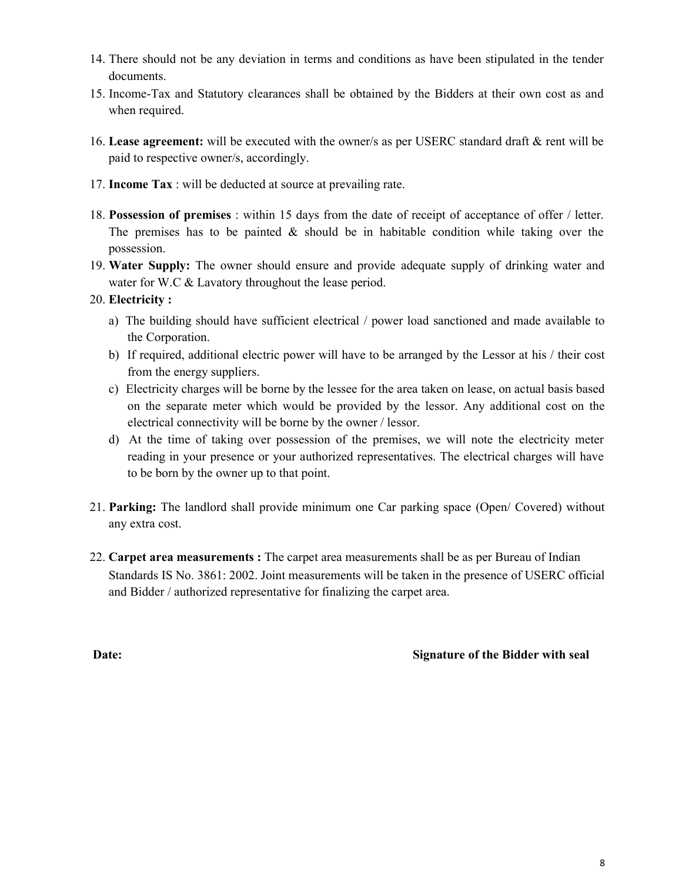14. There should not be any deviation in terms and conditions as have been stipulated in the tender documents.
15. Income-Tax and Statutory clearances shall be obtained by the Bidders at their own cost as and when required.
16. **Lease agreement:** will be executed with the owner/s as per USERC standard draft & rent will be paid to respective owner/s, accordingly.
17. **Income Tax** : will be deducted at source at prevailing rate.
18. **Possession of premises** : within 15 days from the date of receipt of acceptance of offer / letter. The premises has to be painted & should be in habitable condition while taking over the possession.
19. **Water Supply:** The owner should ensure and provide adequate supply of drinking water and water for W.C & Lavatory throughout the lease period.
20. **Electricity :**
    a) The building should have sufficient electrical / power load sanctioned and made available to the Corporation.
    b) If required, additional electric power will have to be arranged by the Lessor at his / their cost from the energy suppliers.
    c) Electricity charges will be borne by the lessee for the area taken on lease, on actual basis based on the separate meter which would be provided by the lessor. Any additional cost on the electrical connectivity will be borne by the owner / lessor.
    d) At the time of taking over possession of the premises, we will note the electricity meter reading in your presence or your authorized representatives. The electrical charges will have to be born by the owner up to that point.
21. **Parking:** The landlord shall provide minimum one Car parking space (Open/ Covered) without any extra cost.
22. **Carpet area measurements :** The carpet area measurements shall be as per Bureau of Indian Standards IS No. 3861: 2002. Joint measurements will be taken in the presence of USERC official and Bidder / authorized representative for finalizing the carpet area.

**Date:** **Signature of the Bidder with seal**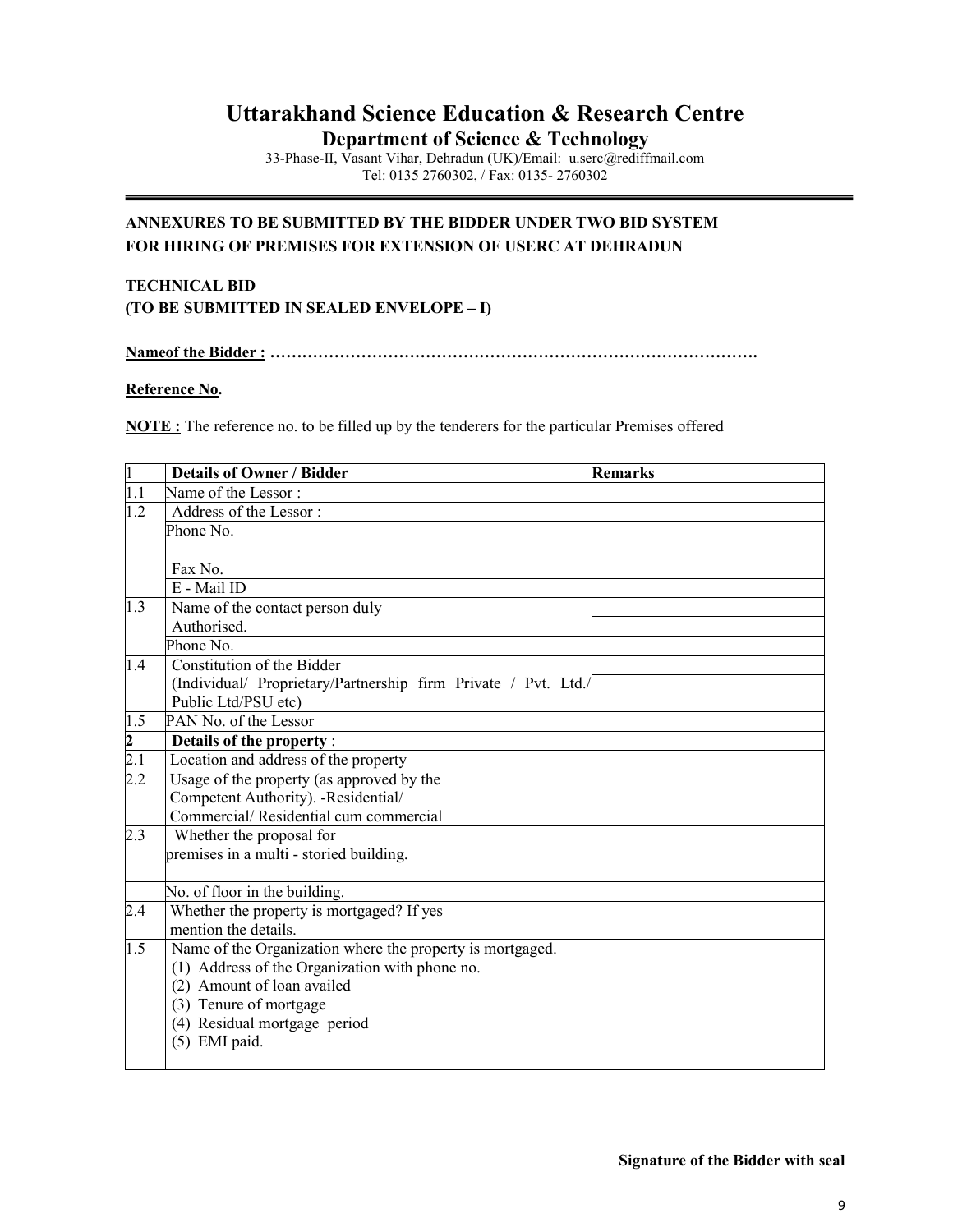# Uttarakhand Science Education & Research Centre

## Department of Science & Technology

33-Phase-II, Vasant Vihar, Dehradun (UK)/Email: u.serc@rediffmail.com
Tel: 0135 2760302, / Fax: 0135- 2760302

**ANNEXURES TO BE SUBMITTED BY THE BIDDER UNDER TWO BID SYSTEM FOR HIRING OF PREMISES FOR EXTENSION OF USERC AT DEHRADUN**

**TECHNICAL BID**
**(TO BE SUBMITTED IN SEALED ENVELOPE – I)**

**Nameof the Bidder : ……………………………………………………………………………….**

**Reference No.**

**NOTE :** The reference no. to be filled up by the tenderers for the particular Premises offered

| 1 | **Details of Owner / Bidder** | **Remarks** |
|---|---|---|
| 1.1 | Name of the Lessor : | |
| 1.2 | Address of the Lessor : | |
| | Phone No. | |
| | Fax No. | |
| | E - Mail ID | |
| 1.3 | Name of the contact person duly Authorised. | |
| | Phone No. | |
| 1.4 | Constitution of the Bidder (Individual/ Proprietary/Partnership firm Private / Pvt. Ltd./ Public Ltd/PSU etc) | |
| 1.5 | PAN No. of the Lessor | |
| **2** | **Details of the property** : | |
| 2.1 | Location and address of the property | |
| 2.2 | Usage of the property (as approved by the Competent Authority). -Residential/ Commercial/ Residential cum commercial | |
| 2.3 | Whether the proposal for premises in a multi - storied building. | |
| | No. of floor in the building. | |
| 2.4 | Whether the property is mortgaged? If yes mention the details. | |
| 1.5 | Name of the Organization where the property is mortgaged.<br>(1) Address of the Organization with phone no.<br>(2) Amount of loan availed<br>(3) Tenure of mortgage<br>(4) Residual mortgage period<br>(5) EMI paid. | |

**Signature of the Bidder with seal**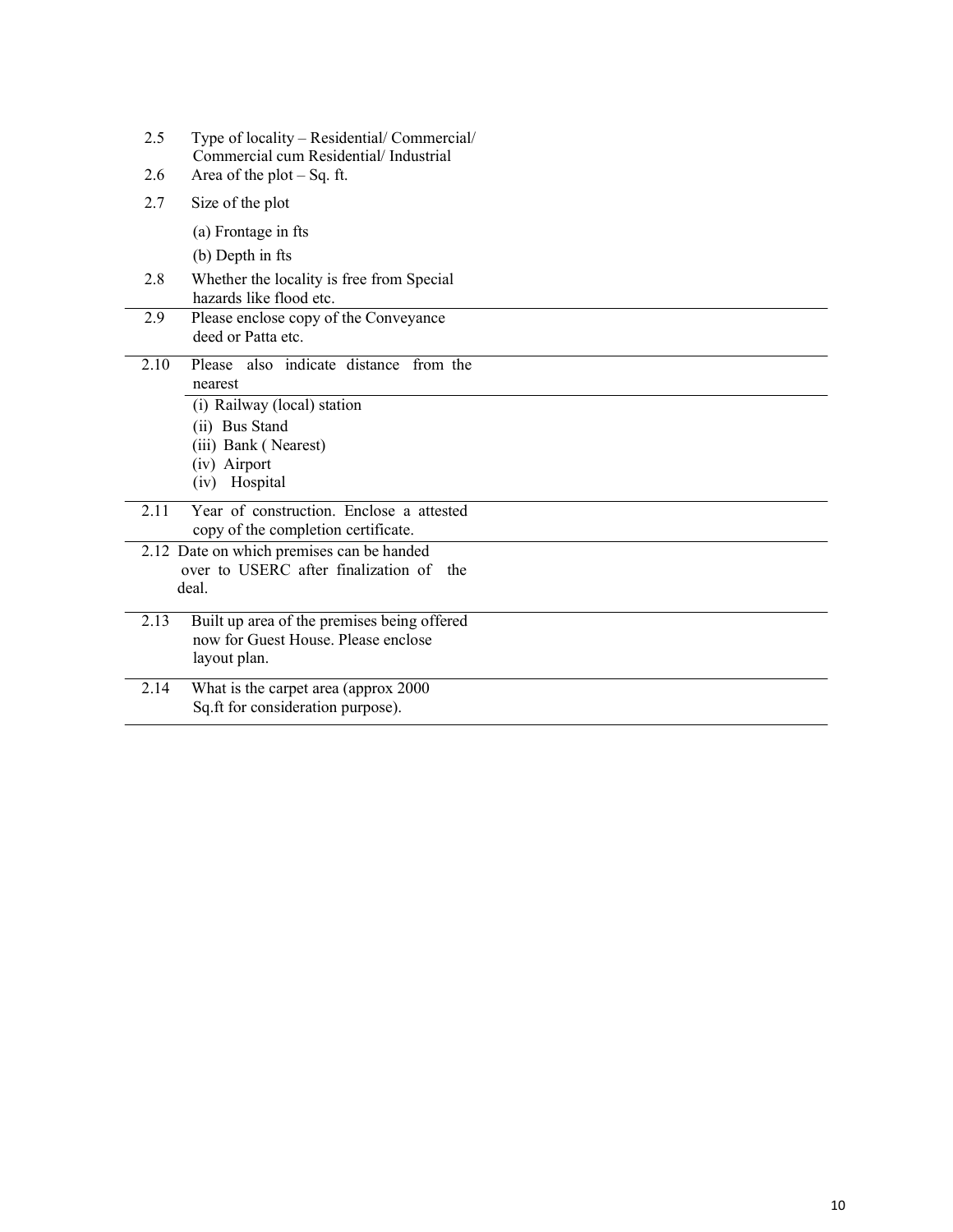| | | |
|---|---|---|
| 2.5 | Type of locality – Residential/ Commercial/ Commercial cum Residential/ Industrial | |
| 2.6 | Area of the plot – Sq. ft. | |
| 2.7 | Size of the plot | |
| | (a) Frontage in fts | |
| | (b) Depth in fts | |
| 2.8 | Whether the locality is free from Special hazards like flood etc. | |
| 2.9 | Please enclose copy of the Conveyance deed or Patta etc. | |
| 2.10 | Please also indicate distance from the nearest | |
| | (i) Railway (local) station | |
| | (ii) Bus Stand | |
| | (iii) Bank ( Nearest) | |
| | (iv) Airport | |
| | (iv) Hospital | |
| 2.11 | Year of construction. Enclose a attested copy of the completion certificate. | |
| 2.12 | Date on which premises can be handed over to USERC after finalization of the deal. | |
| 2.13 | Built up area of the premises being offered now for Guest House. Please enclose layout plan. | |
| 2.14 | What is the carpet area (approx 2000 Sq.ft for consideration purpose). | |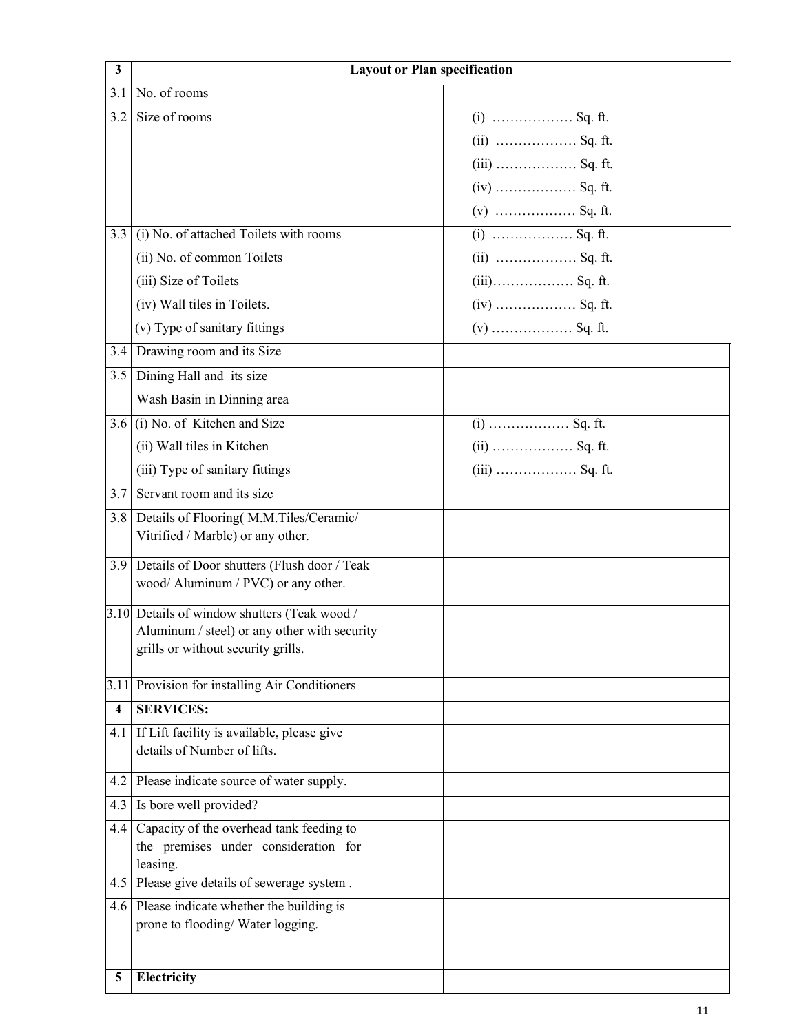| 3 | **Layout or Plan specification** | |
|---|---|---|
| 3.1 | No. of rooms | |
| 3.2 | Size of rooms | (i) ……………… Sq. ft.<br>(ii) ……………… Sq. ft.<br>(iii) ……………… Sq. ft.<br>(iv) ……………… Sq. ft.<br>(v) ……………… Sq. ft. |
| 3.3 | (i) No. of attached Toilets with rooms<br>(ii) No. of common Toilets<br>(iii) Size of Toilets<br>(iv) Wall tiles in Toilets.<br>(v) Type of sanitary fittings | (i) ……………… Sq. ft.<br>(ii) ……………… Sq. ft.<br>(iii)……………… Sq. ft.<br>(iv) ……………… Sq. ft.<br>(v) ……………… Sq. ft. |
| 3.4 | Drawing room and its Size | |
| 3.5 | Dining Hall and its size<br>Wash Basin in Dinning area | |
| 3.6 | (i) No. of Kitchen and Size<br>(ii) Wall tiles in Kitchen<br>(iii) Type of sanitary fittings | (i) ……………… Sq. ft.<br>(ii) ……………… Sq. ft.<br>(iii) ……………… Sq. ft. |
| 3.7 | Servant room and its size | |
| 3.8 | Details of Flooring( M.M.Tiles/Ceramic/ Vitrified / Marble) or any other. | |
| 3.9 | Details of Door shutters (Flush door / Teak wood/ Aluminum / PVC) or any other. | |
| 3.10 | Details of window shutters (Teak wood / Aluminum / steel) or any other with security grills or without security grills. | |
| 3.11 | Provision for installing Air Conditioners | |
| **4** | **SERVICES:** | |
| 4.1 | If Lift facility is available, please give details of Number of lifts. | |
| 4.2 | Please indicate source of water supply. | |
| 4.3 | Is bore well provided? | |
| 4.4 | Capacity of the overhead tank feeding to the premises under consideration for leasing. | |
| 4.5 | Please give details of sewerage system . | |
| 4.6 | Please indicate whether the building is prone to flooding/ Water logging. | |
| **5** | **Electricity** | |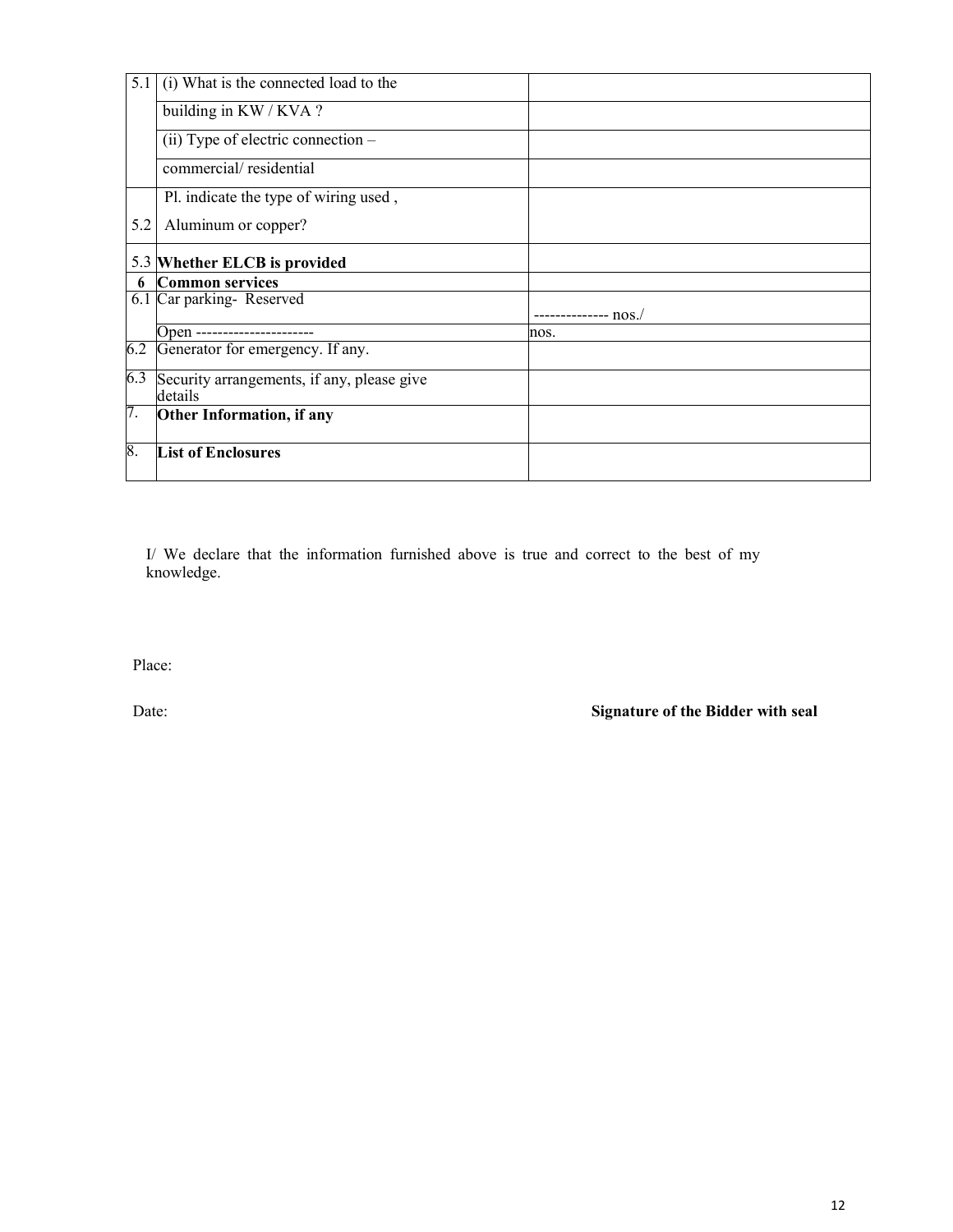| | | |
|---|---|---|
| 5.1 | (i) What is the connected load to the | |
| | building in KW / KVA ? | |
| | (ii) Type of electric connection – | |
| | commercial/ residential | |
| 5.2 | Pl. indicate the type of wiring used , Aluminum or copper? | |
| 5.3 | **Whether ELCB is provided** | |
| **6** | **Common services** | |
| 6.1 | Car parking- Reserved | -------------- nos./ |
| | Open ---------------------- | nos. |
| 6.2 | Generator for emergency. If any. | |
| 6.3 | Security arrangements, if any, please give details | |
| 7. | **Other Information, if any** | |
| 8. | **List of Enclosures** | |

I/ We declare that the information furnished above is true and correct to the best of my knowledge.

Place:

Date: **Signature of the Bidder with seal**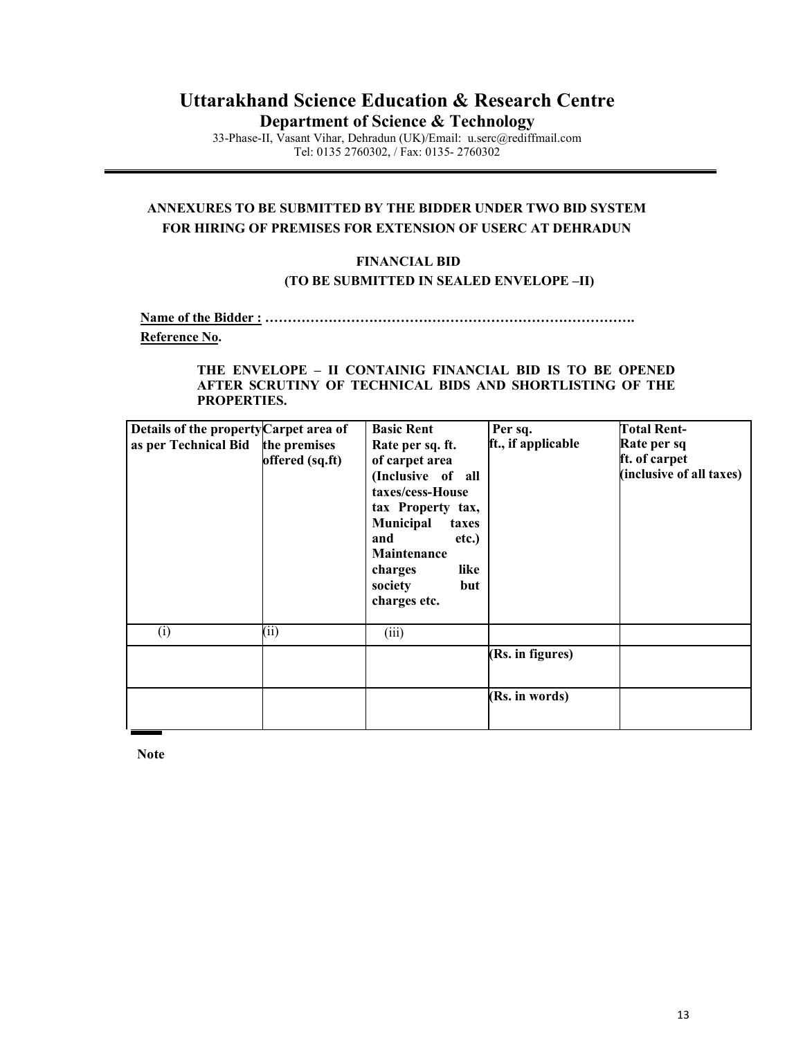# Uttarakhand Science Education & Research Centre

## Department of Science & Technology

33-Phase-II, Vasant Vihar, Dehradun (UK)/Email: u.serc@rediffmail.com
Tel: 0135 2760302, / Fax: 0135- 2760302

---

**ANNEXURES TO BE SUBMITTED BY THE BIDDER UNDER TWO BID SYSTEM FOR HIRING OF PREMISES FOR EXTENSION OF USERC AT DEHRADUN**

**FINANCIAL BID**

**(TO BE SUBMITTED IN SEALED ENVELOPE –II)**

**Name of the Bidder : ……………………………………………………………………….**

**Reference No.**

**THE ENVELOPE – II CONTAINIG FINANCIAL BID IS TO BE OPENED AFTER SCRUTINY OF TECHNICAL BIDS AND SHORTLISTING OF THE PROPERTIES.**

| Details of the property as per Technical Bid | Carpet area of the premises offered (sq.ft) | Basic Rent Rate per sq. ft. of carpet area (Inclusive of all taxes/cess-House tax Property tax, Municipal taxes and etc.) Maintenance charges like society but charges etc. | Per sq. ft., if applicable | Total Rent-Rate per sq ft. of carpet (inclusive of all taxes) |
|---|---|---|---|---|
| (i) | (ii) | (iii) | | |
| | | | (Rs. in figures) | |
| | | | (Rs. in words) | |

**Note**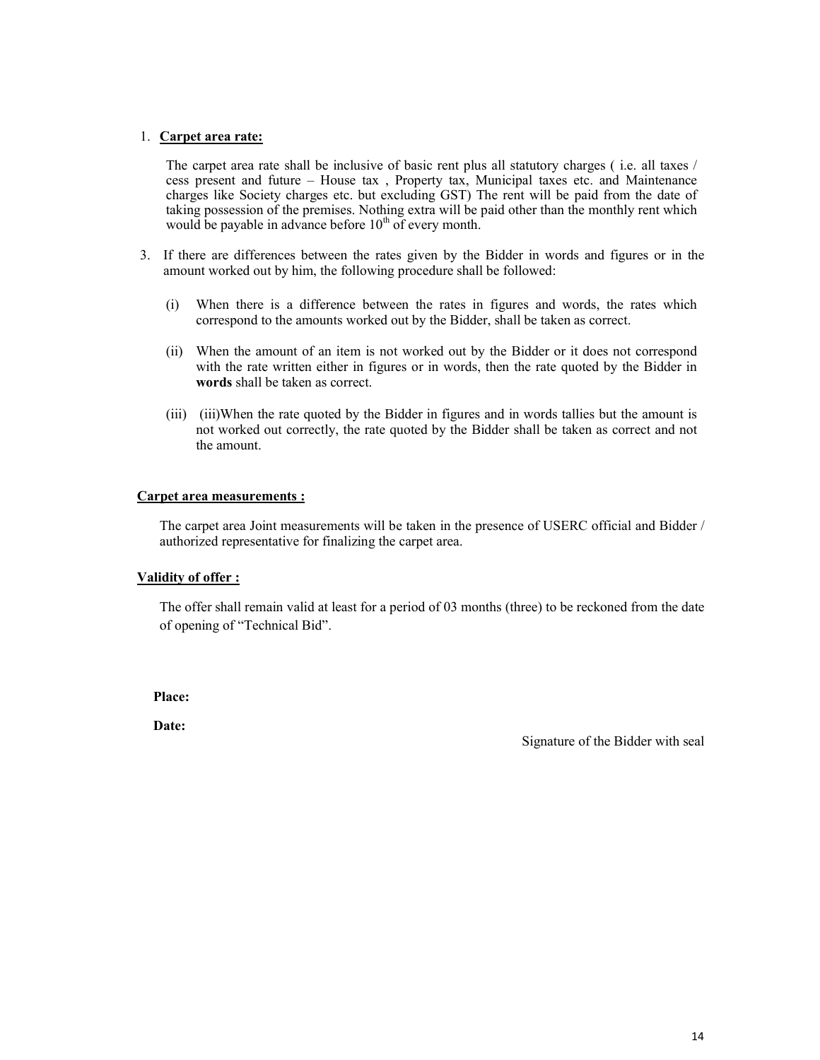1. **Carpet area rate:**

   The carpet area rate shall be inclusive of basic rent plus all statutory charges ( i.e. all taxes / cess present and future – House tax , Property tax, Municipal taxes etc. and Maintenance charges like Society charges etc. but excluding GST) The rent will be paid from the date of taking possession of the premises. Nothing extra will be paid other than the monthly rent which would be payable in advance before 10th of every month.

3. If there are differences between the rates given by the Bidder in words and figures or in the amount worked out by him, the following procedure shall be followed:

   (i) When there is a difference between the rates in figures and words, the rates which correspond to the amounts worked out by the Bidder, shall be taken as correct.

   (ii) When the amount of an item is not worked out by the Bidder or it does not correspond with the rate written either in figures or in words, then the rate quoted by the Bidder in **words** shall be taken as correct.

   (iii) (iii)When the rate quoted by the Bidder in figures and in words tallies but the amount is not worked out correctly, the rate quoted by the Bidder shall be taken as correct and not the amount.

**Carpet area measurements :**

The carpet area Joint measurements will be taken in the presence of USERC official and Bidder / authorized representative for finalizing the carpet area.

**Validity of offer :**

The offer shall remain valid at least for a period of 03 months (three) to be reckoned from the date of opening of "Technical Bid".

**Place:**

**Date:**

Signature of the Bidder with seal